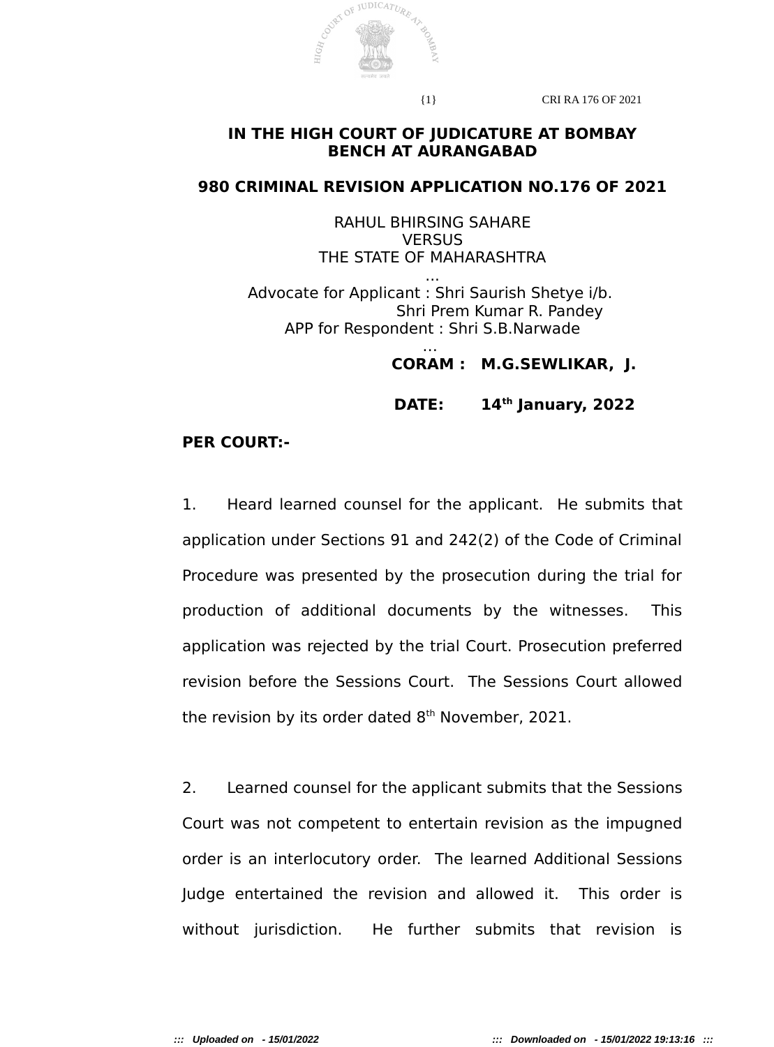**IN THE HIGH COURT OF JUDICATURE AT BOMBAY**
**BENCH AT AURANGABAD**

**980 CRIMINAL REVISION APPLICATION NO.176 OF 2021**

RAHUL BHIRSING SAHARE
VERSUS
THE STATE OF MAHARASHTRA
...
Advocate for Applicant : Shri Saurish Shetye i/b.
Shri Prem Kumar R. Pandey
APP for Respondent : Shri S.B.Narwade
...

**CORAM : M.G.SEWLIKAR, J.**

**DATE: 14th January, 2022**

**PER COURT:-**

1. Heard learned counsel for the applicant. He submits that application under Sections 91 and 242(2) of the Code of Criminal Procedure was presented by the prosecution during the trial for production of additional documents by the witnesses. This application was rejected by the trial Court. Prosecution preferred revision before the Sessions Court. The Sessions Court allowed the revision by its order dated 8th November, 2021.

2. Learned counsel for the applicant submits that the Sessions Court was not competent to entertain revision as the impugned order is an interlocutory order. The learned Additional Sessions Judge entertained the revision and allowed it. This order is without jurisdiction. He further submits that revision is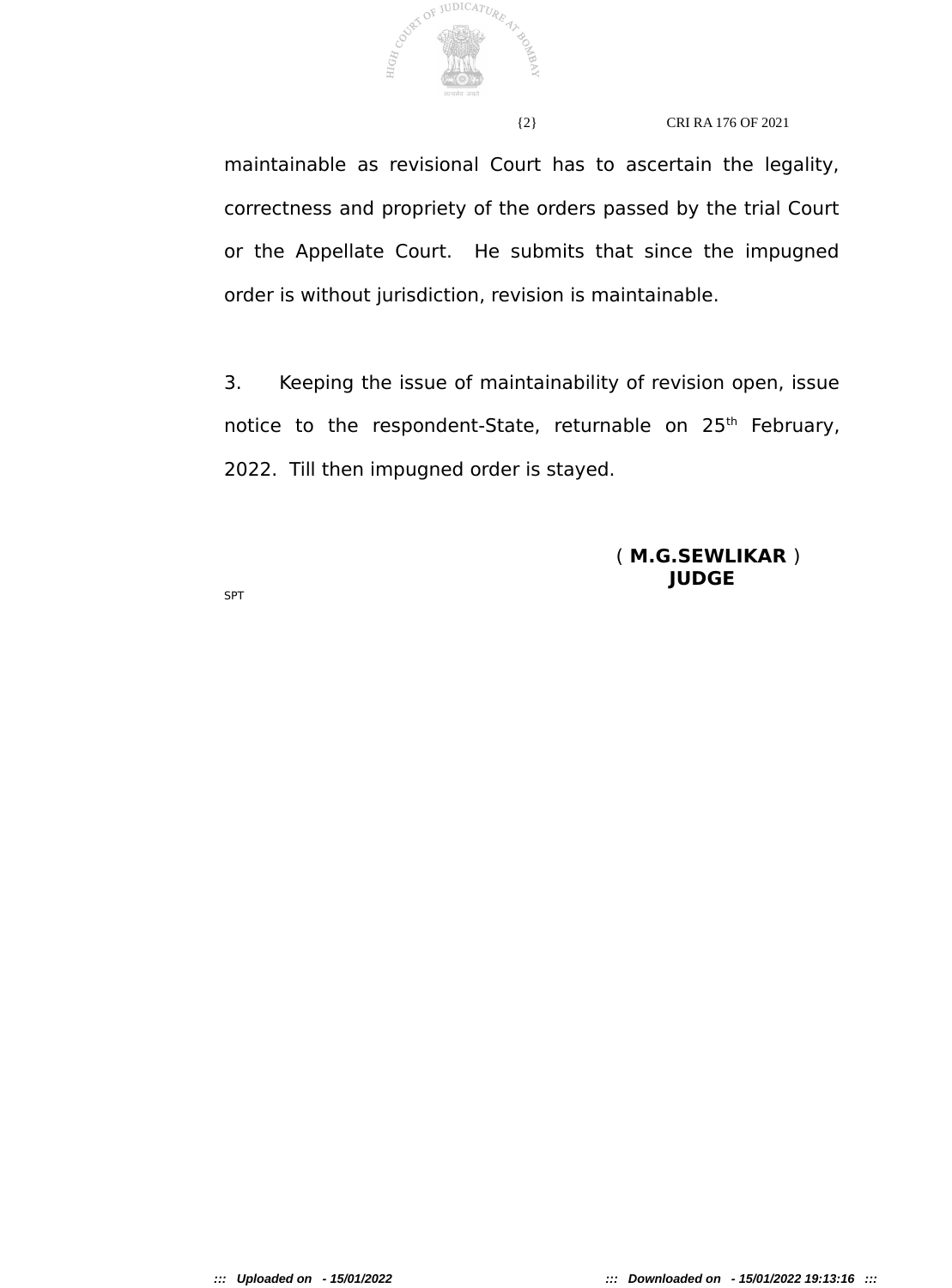maintainable as revisional Court has to ascertain the legality, correctness and propriety of the orders passed by the trial Court or the Appellate Court. He submits that since the impugned order is without jurisdiction, revision is maintainable.

3. Keeping the issue of maintainability of revision open, issue notice to the respondent-State, returnable on 25th February, 2022. Till then impugned order is stayed.

( **M.G.SEWLIKAR** )
**JUDGE**

SPT